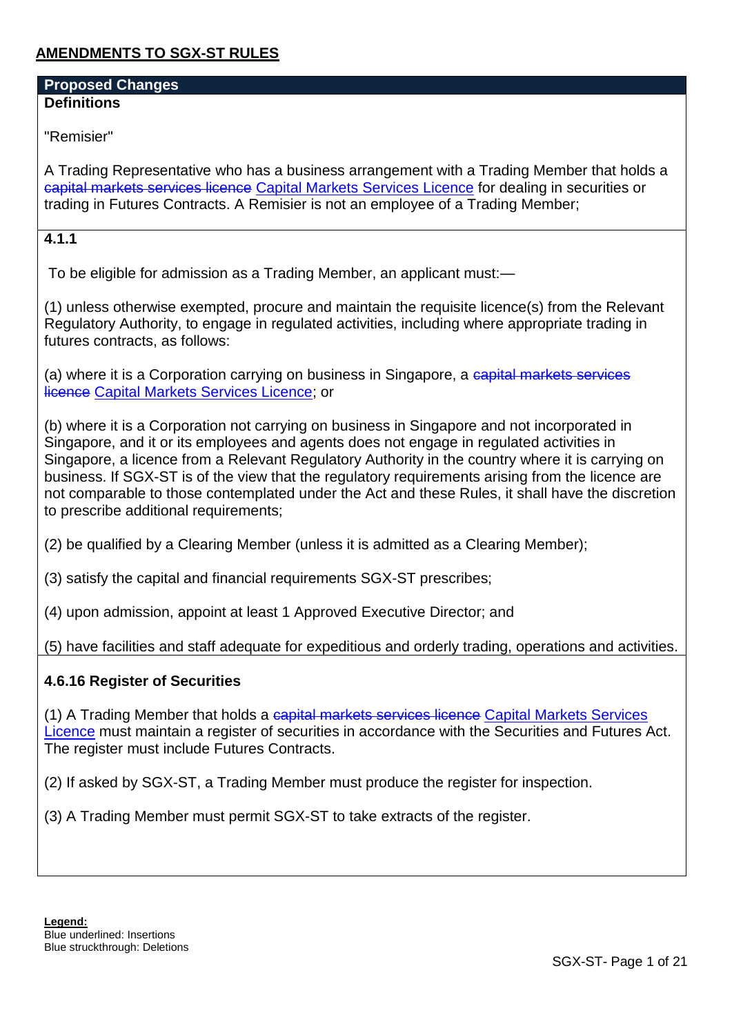## AMENDMENTS TO SGX-ST RULES

**Proposed Changes**

**Definitions**

"Remisier"

A Trading Representative who has a business arrangement with a Trading Member that holds a ~~capital markets services licence~~ <u>Capital Markets Services Licence</u> for dealing in securities or trading in Futures Contracts. A Remisier is not an employee of a Trading Member;

**4.1.1**

To be eligible for admission as a Trading Member, an applicant must:—

(1) unless otherwise exempted, procure and maintain the requisite licence(s) from the Relevant Regulatory Authority, to engage in regulated activities, including where appropriate trading in futures contracts, as follows:

(a) where it is a Corporation carrying on business in Singapore, a ~~capital markets services licence~~ <u>Capital Markets Services Licence</u>; or

(b) where it is a Corporation not carrying on business in Singapore and not incorporated in Singapore, and it or its employees and agents does not engage in regulated activities in Singapore, a licence from a Relevant Regulatory Authority in the country where it is carrying on business. If SGX-ST is of the view that the regulatory requirements arising from the licence are not comparable to those contemplated under the Act and these Rules, it shall have the discretion to prescribe additional requirements;

(2) be qualified by a Clearing Member (unless it is admitted as a Clearing Member);

(3) satisfy the capital and financial requirements SGX-ST prescribes;

(4) upon admission, appoint at least 1 Approved Executive Director; and

(5) have facilities and staff adequate for expeditious and orderly trading, operations and activities.

**4.6.16 Register of Securities**

(1) A Trading Member that holds a ~~capital markets services licence~~ <u>Capital Markets Services Licence</u> must maintain a register of securities in accordance with the Securities and Futures Act. The register must include Futures Contracts.

(2) If asked by SGX-ST, a Trading Member must produce the register for inspection.

(3) A Trading Member must permit SGX-ST to take extracts of the register.

**Legend:**
Blue underlined: Insertions
Blue struckthrough: Deletions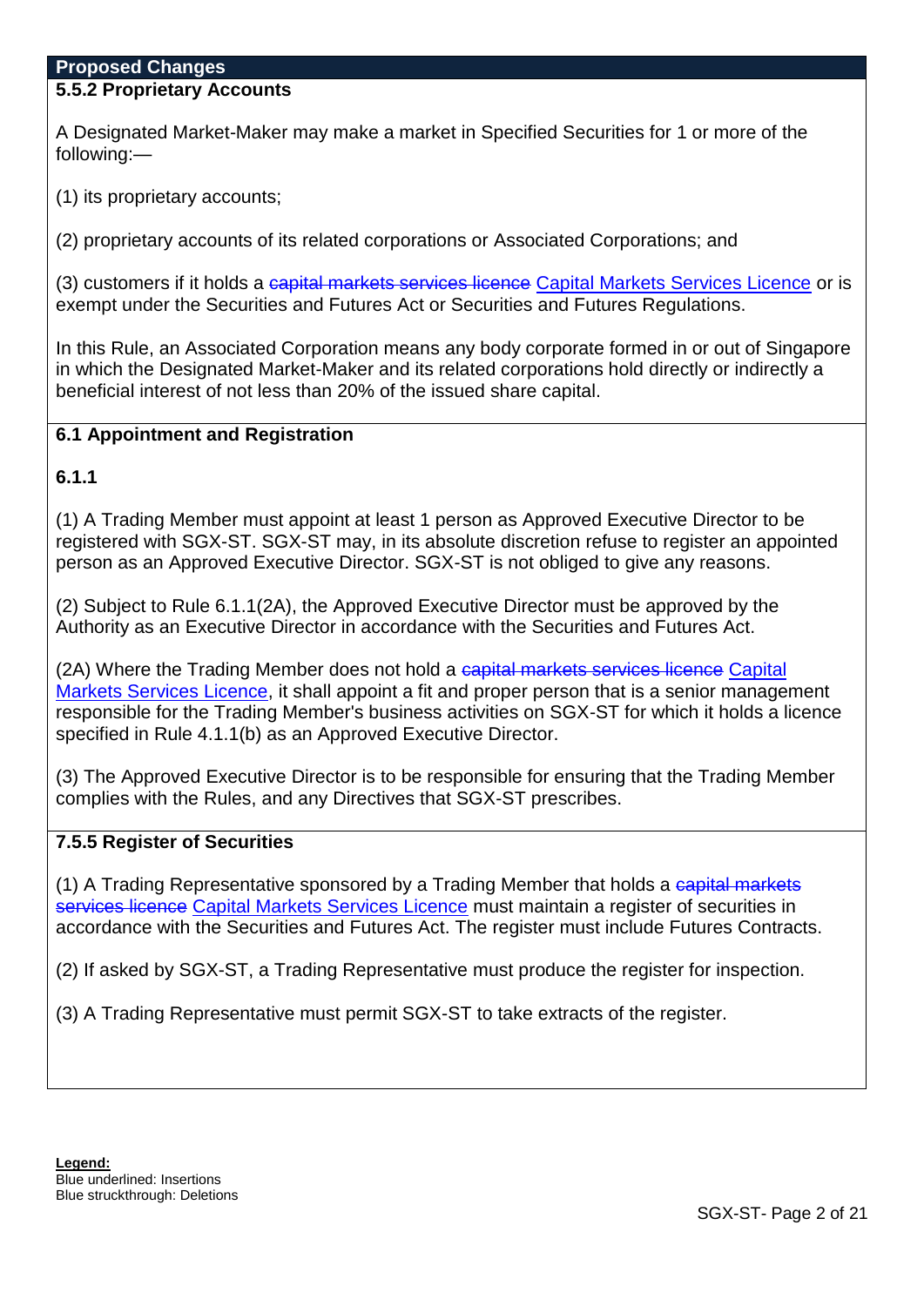**Proposed Changes**

**5.5.2 Proprietary Accounts**

A Designated Market-Maker may make a market in Specified Securities for 1 or more of the following:—

(1) its proprietary accounts;

(2) proprietary accounts of its related corporations or Associated Corporations; and

(3) customers if it holds a ~~capital markets services licence~~ <u>Capital Markets Services Licence</u> or is exempt under the Securities and Futures Act or Securities and Futures Regulations.

In this Rule, an Associated Corporation means any body corporate formed in or out of Singapore in which the Designated Market-Maker and its related corporations hold directly or indirectly a beneficial interest of not less than 20% of the issued share capital.

**6.1 Appointment and Registration**

**6.1.1**

(1) A Trading Member must appoint at least 1 person as Approved Executive Director to be registered with SGX-ST. SGX-ST may, in its absolute discretion refuse to register an appointed person as an Approved Executive Director. SGX-ST is not obliged to give any reasons.

(2) Subject to Rule 6.1.1(2A), the Approved Executive Director must be approved by the Authority as an Executive Director in accordance with the Securities and Futures Act.

(2A) Where the Trading Member does not hold a ~~capital markets services licence~~ <u>Capital Markets Services Licence</u>, it shall appoint a fit and proper person that is a senior management responsible for the Trading Member's business activities on SGX-ST for which it holds a licence specified in Rule 4.1.1(b) as an Approved Executive Director.

(3) The Approved Executive Director is to be responsible for ensuring that the Trading Member complies with the Rules, and any Directives that SGX-ST prescribes.

**7.5.5 Register of Securities**

(1) A Trading Representative sponsored by a Trading Member that holds a ~~capital markets services licence~~ <u>Capital Markets Services Licence</u> must maintain a register of securities in accordance with the Securities and Futures Act. The register must include Futures Contracts.

(2) If asked by SGX-ST, a Trading Representative must produce the register for inspection.

(3) A Trading Representative must permit SGX-ST to take extracts of the register.

<u>**Legend:**</u>
Blue underlined: Insertions
Blue struckthrough: Deletions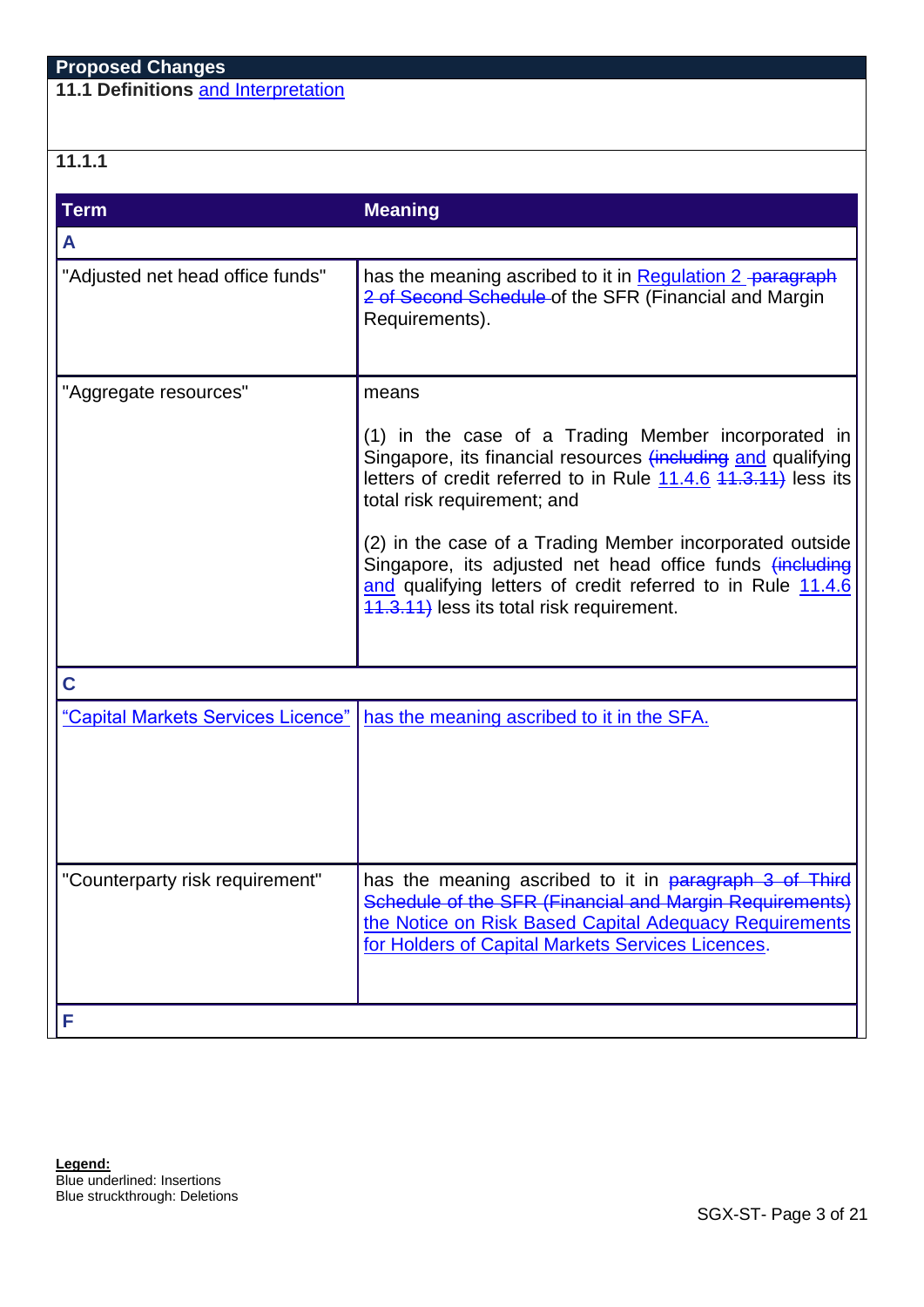**Proposed Changes**

**11.1 Definitions** and Interpretation

**11.1.1**

| Term | Meaning |
|---|---|
| **A** | |
| "Adjusted net head office funds" | has the meaning ascribed to it in Regulation 2 ~~paragraph 2 of Second Schedule~~ of the SFR (Financial and Margin Requirements). |
| "Aggregate resources" | means<br><br>(1) in the case of a Trading Member incorporated in Singapore, its financial resources ~~(including~~ and qualifying letters of credit referred to in Rule 11.4.6 ~~11.3.11)~~ less its total risk requirement; and<br><br>(2) in the case of a Trading Member incorporated outside Singapore, its adjusted net head office funds ~~(including~~ and qualifying letters of credit referred to in Rule 11.4.6 ~~11.3.11)~~ less its total risk requirement. |
| **C** | |
| "Capital Markets Services Licence" | has the meaning ascribed to it in the SFA. |
| "Counterparty risk requirement" | has the meaning ascribed to it in ~~paragraph 3 of Third Schedule of the SFR (Financial and Margin Requirements)~~ the Notice on Risk Based Capital Adequacy Requirements for Holders of Capital Markets Services Licences. |
| **F** | |

**Legend:**
Blue underlined: Insertions
Blue struckthrough: Deletions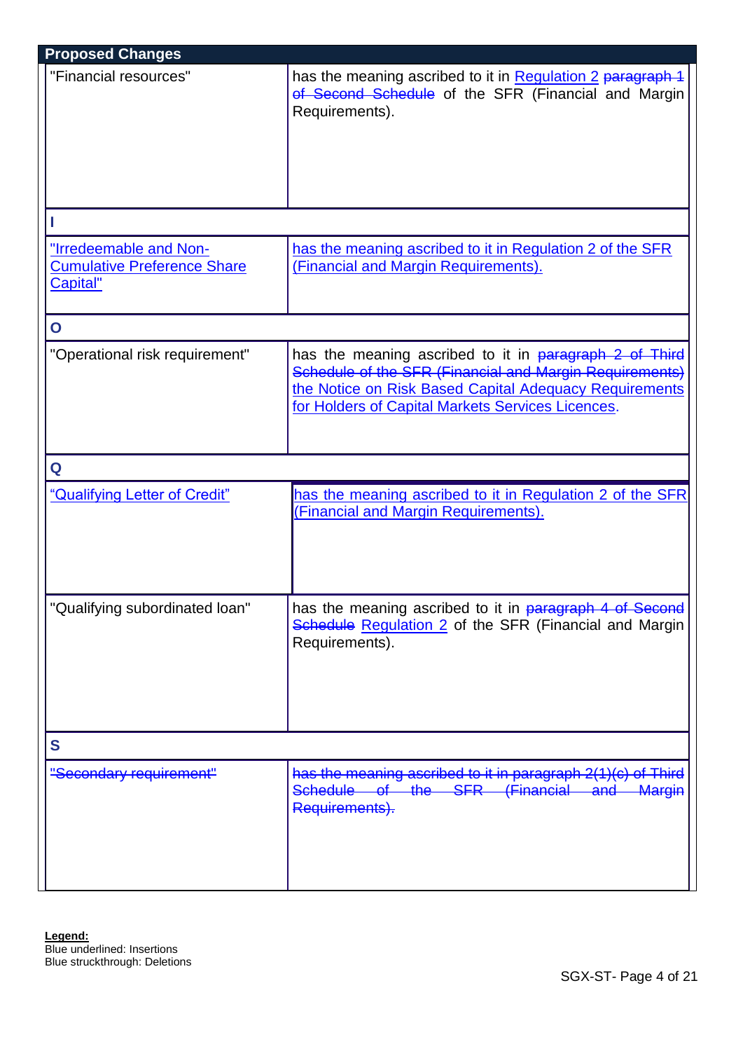| Proposed Changes | |
|---|---|
| "Financial resources" | has the meaning ascribed to it in <u>Regulation 2</u> ~~paragraph 1 of Second Schedule~~ of the SFR (Financial and Margin Requirements). |
| **I** | |
| <u>"Irredeemable and Non-Cumulative Preference Share Capital"</u> | <u>has the meaning ascribed to it in Regulation 2 of the SFR (Financial and Margin Requirements).</u> |
| **O** | |
| "Operational risk requirement" | has the meaning ascribed to it in ~~paragraph 2 of Third Schedule of the SFR (Financial and Margin Requirements)~~ <u>the Notice on Risk Based Capital Adequacy Requirements for Holders of Capital Markets Services Licences</u>. |
| **Q** | |
| <u>"Qualifying Letter of Credit"</u> | <u>has the meaning ascribed to it in Regulation 2 of the SFR (Financial and Margin Requirements).</u> |
| "Qualifying subordinated loan" | has the meaning ascribed to it in ~~paragraph 4 of Second Schedule~~ <u>Regulation 2</u> of the SFR (Financial and Margin Requirements). |
| **S** | |
| ~~"Secondary requirement"~~ | ~~has the meaning ascribed to it in paragraph 2(1)(c) of Third Schedule of the SFR (Financial and Margin Requirements).~~ |

**Legend:**
Blue underlined: Insertions
Blue struckthrough: Deletions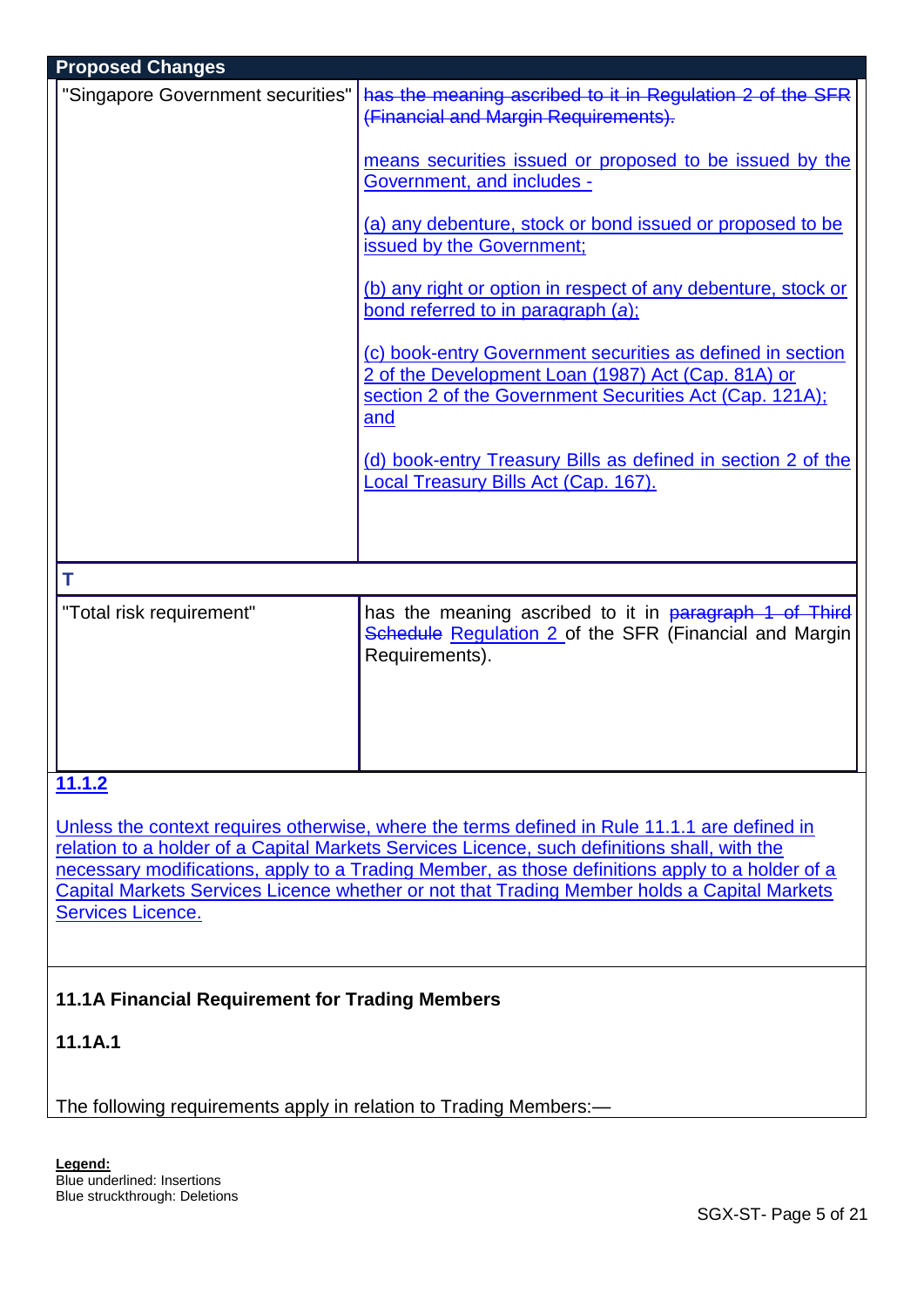**Proposed Changes**

| | |
|---|---|
| "Singapore Government securities" | ~~has the meaning ascribed to it in Regulation 2 of the SFR (Financial and Margin Requirements).~~<br><br><u>means securities issued or proposed to be issued by the Government, and includes -</u><br><br><u>(a) any debenture, stock or bond issued or proposed to be issued by the Government;</u><br><br><u>(b) any right or option in respect of any debenture, stock or bond referred to in paragraph (a);</u><br><br><u>(c) book-entry Government securities as defined in section 2 of the Development Loan (1987) Act (Cap. 81A) or section 2 of the Government Securities Act (Cap. 121A); and</u><br><br><u>(d) book-entry Treasury Bills as defined in section 2 of the Local Treasury Bills Act (Cap. 167).</u> |
| **T** | |
| "Total risk requirement" | has the meaning ascribed to it in ~~paragraph 1 of Third Schedule~~ <u>Regulation 2</u> of the SFR (Financial and Margin Requirements). |

<u>**11.1.2**</u>

<u>Unless the context requires otherwise, where the terms defined in Rule 11.1.1 are defined in relation to a holder of a Capital Markets Services Licence, such definitions shall, with the necessary modifications, apply to a Trading Member, as those definitions apply to a holder of a Capital Markets Services Licence whether or not that Trading Member holds a Capital Markets Services Licence.</u>

**11.1A Financial Requirement for Trading Members**

**11.1A.1**

The following requirements apply in relation to Trading Members:—

**Legend:**
Blue underlined: Insertions
Blue struckthrough: Deletions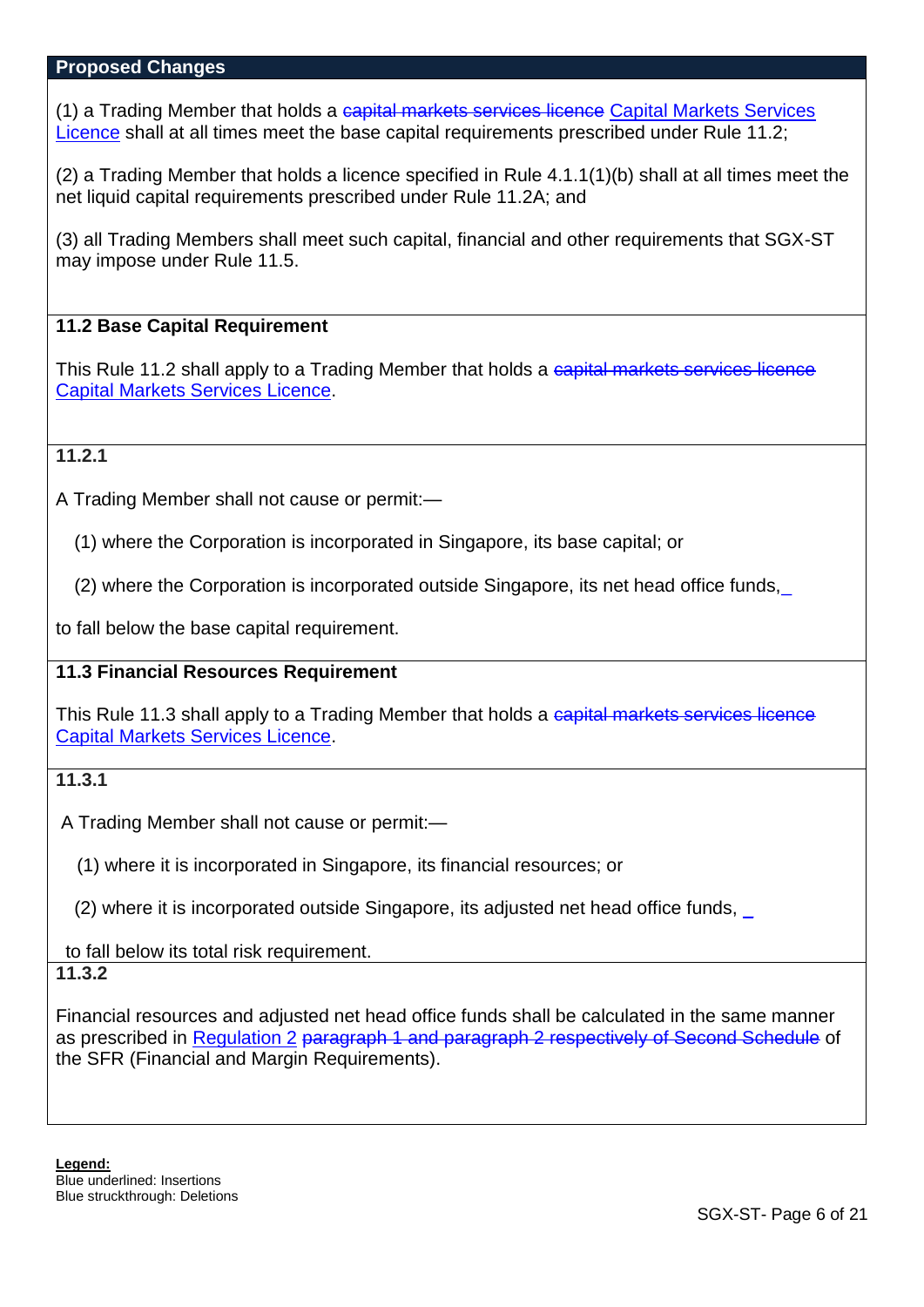**Proposed Changes**

(1) a Trading Member that holds a ~~capital markets services licence~~ <u>Capital Markets Services Licence</u> shall at all times meet the base capital requirements prescribed under Rule 11.2;

(2) a Trading Member that holds a licence specified in Rule 4.1.1(1)(b) shall at all times meet the net liquid capital requirements prescribed under Rule 11.2A; and

(3) all Trading Members shall meet such capital, financial and other requirements that SGX-ST may impose under Rule 11.5.

**11.2 Base Capital Requirement**

This Rule 11.2 shall apply to a Trading Member that holds a ~~capital markets services licence~~ <u>Capital Markets Services Licence</u>.

**11.2.1**

A Trading Member shall not cause or permit:—

(1) where the Corporation is incorporated in Singapore, its base capital; or

(2) where the Corporation is incorporated outside Singapore, its net head office funds,

to fall below the base capital requirement.

**11.3 Financial Resources Requirement**

This Rule 11.3 shall apply to a Trading Member that holds a ~~capital markets services licence~~ <u>Capital Markets Services Licence</u>.

**11.3.1**

A Trading Member shall not cause or permit:—

(1) where it is incorporated in Singapore, its financial resources; or

(2) where it is incorporated outside Singapore, its adjusted net head office funds,

to fall below its total risk requirement.

**11.3.2**

Financial resources and adjusted net head office funds shall be calculated in the same manner as prescribed in <u>Regulation 2</u> ~~paragraph 1 and paragraph 2 respectively of Second Schedule~~ of the SFR (Financial and Margin Requirements).

**Legend:**
Blue underlined: Insertions
Blue struckthrough: Deletions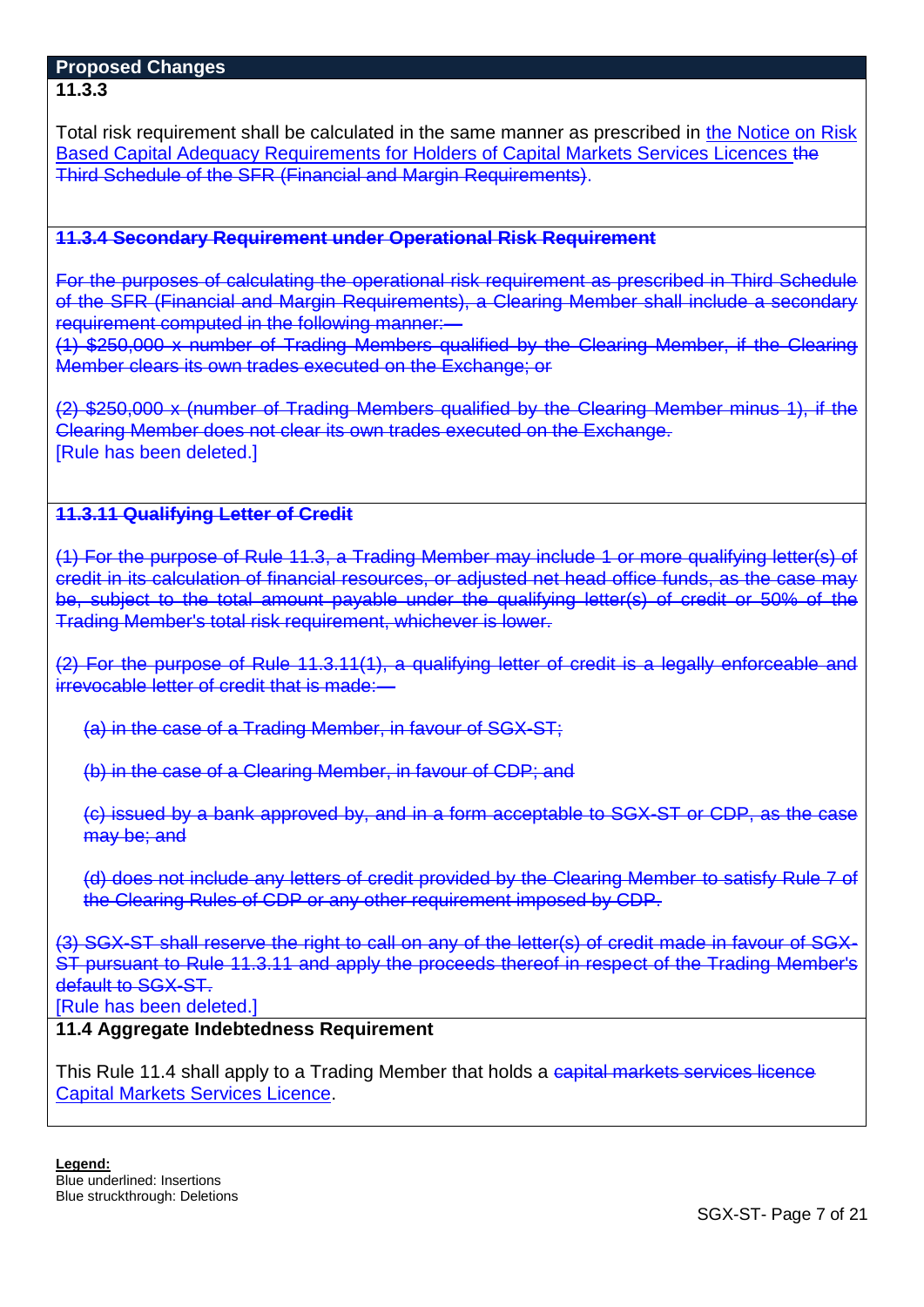**Proposed Changes**

**11.3.3**

Total risk requirement shall be calculated in the same manner as prescribed in <ins>the Notice on Risk Based Capital Adequacy Requirements for Holders of Capital Markets Services Licences</ins> ~~the Third Schedule of the SFR (Financial and Margin Requirements)~~.

~~**11.3.4 Secondary Requirement under Operational Risk Requirement**~~

~~For the purposes of calculating the operational risk requirement as prescribed in Third Schedule of the SFR (Financial and Margin Requirements), a Clearing Member shall include a secondary requirement computed in the following manner:—~~

~~(1) $250,000 x number of Trading Members qualified by the Clearing Member, if the Clearing Member clears its own trades executed on the Exchange; or~~

~~(2) $250,000 x (number of Trading Members qualified by the Clearing Member minus 1), if the Clearing Member does not clear its own trades executed on the Exchange.~~

<ins>[Rule has been deleted.]</ins>

~~**11.3.11 Qualifying Letter of Credit**~~

~~(1) For the purpose of Rule 11.3, a Trading Member may include 1 or more qualifying letter(s) of credit in its calculation of financial resources, or adjusted net head office funds, as the case may be, subject to the total amount payable under the qualifying letter(s) of credit or 50% of the Trading Member's total risk requirement, whichever is lower.~~

~~(2) For the purpose of Rule 11.3.11(1), a qualifying letter of credit is a legally enforceable and irrevocable letter of credit that is made:—~~

~~(a) in the case of a Trading Member, in favour of SGX-ST;~~

~~(b) in the case of a Clearing Member, in favour of CDP; and~~

~~(c) issued by a bank approved by, and in a form acceptable to SGX-ST or CDP, as the case may be; and~~

~~(d) does not include any letters of credit provided by the Clearing Member to satisfy Rule 7 of the Clearing Rules of CDP or any other requirement imposed by CDP.~~

~~(3) SGX-ST shall reserve the right to call on any of the letter(s) of credit made in favour of SGX-ST pursuant to Rule 11.3.11 and apply the proceeds thereof in respect of the Trading Member's default to SGX-ST.~~

<ins>[Rule has been deleted.]</ins>

**11.4 Aggregate Indebtedness Requirement**

This Rule 11.4 shall apply to a Trading Member that holds a ~~capital markets services licence~~ <ins>Capital Markets Services Licence</ins>.

**Legend:**
Blue underlined: Insertions
Blue struckthrough: Deletions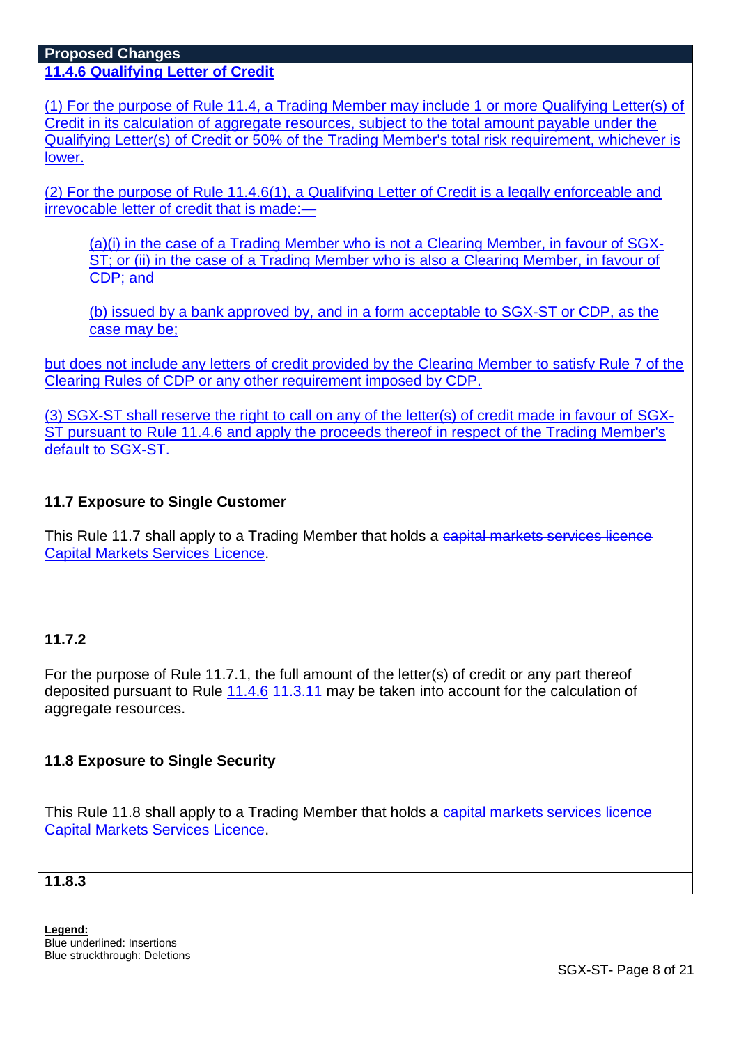**Proposed Changes**

**11.4.6 Qualifying Letter of Credit**

(1) For the purpose of Rule 11.4, a Trading Member may include 1 or more Qualifying Letter(s) of Credit in its calculation of aggregate resources, subject to the total amount payable under the Qualifying Letter(s) of Credit or 50% of the Trading Member's total risk requirement, whichever is lower.

(2) For the purpose of Rule 11.4.6(1), a Qualifying Letter of Credit is a legally enforceable and irrevocable letter of credit that is made:—

> (a)(i) in the case of a Trading Member who is not a Clearing Member, in favour of SGX-ST; or (ii) in the case of a Trading Member who is also a Clearing Member, in favour of CDP; and
>
> (b) issued by a bank approved by, and in a form acceptable to SGX-ST or CDP, as the case may be;

but does not include any letters of credit provided by the Clearing Member to satisfy Rule 7 of the Clearing Rules of CDP or any other requirement imposed by CDP.

(3) SGX-ST shall reserve the right to call on any of the letter(s) of credit made in favour of SGX-ST pursuant to Rule 11.4.6 and apply the proceeds thereof in respect of the Trading Member's default to SGX-ST.

**11.7 Exposure to Single Customer**

This Rule 11.7 shall apply to a Trading Member that holds a ~~capital markets services licence~~ Capital Markets Services Licence.

**11.7.2**

For the purpose of Rule 11.7.1, the full amount of the letter(s) of credit or any part thereof deposited pursuant to Rule 11.4.6 ~~11.3.11~~ may be taken into account for the calculation of aggregate resources.

**11.8 Exposure to Single Security**

This Rule 11.8 shall apply to a Trading Member that holds a ~~capital markets services licence~~ Capital Markets Services Licence.

**11.8.3**

**Legend:**
Blue underlined: Insertions
Blue struckthrough: Deletions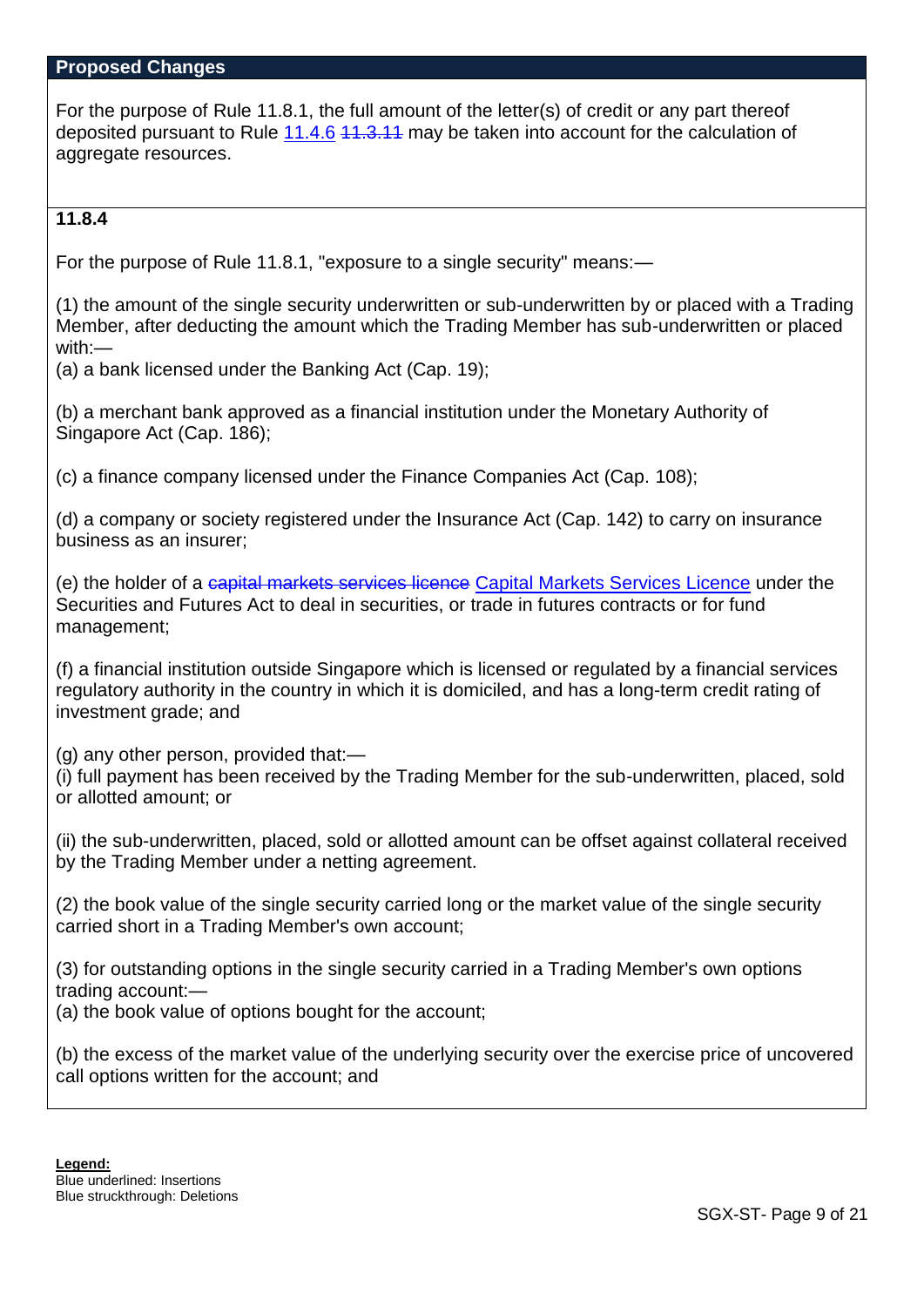**Proposed Changes**

For the purpose of Rule 11.8.1, the full amount of the letter(s) of credit or any part thereof deposited pursuant to Rule <u>11.4.6</u> ~~11.3.11~~ may be taken into account for the calculation of aggregate resources.

**11.8.4**

For the purpose of Rule 11.8.1, "exposure to a single security" means:—

(1) the amount of the single security underwritten or sub-underwritten by or placed with a Trading Member, after deducting the amount which the Trading Member has sub-underwritten or placed with:—

(a) a bank licensed under the Banking Act (Cap. 19);

(b) a merchant bank approved as a financial institution under the Monetary Authority of Singapore Act (Cap. 186);

(c) a finance company licensed under the Finance Companies Act (Cap. 108);

(d) a company or society registered under the Insurance Act (Cap. 142) to carry on insurance business as an insurer;

(e) the holder of a ~~capital markets services licence~~ <u>Capital Markets Services Licence</u> under the Securities and Futures Act to deal in securities, or trade in futures contracts or for fund management;

(f) a financial institution outside Singapore which is licensed or regulated by a financial services regulatory authority in the country in which it is domiciled, and has a long-term credit rating of investment grade; and

(g) any other person, provided that:—

(i) full payment has been received by the Trading Member for the sub-underwritten, placed, sold or allotted amount; or

(ii) the sub-underwritten, placed, sold or allotted amount can be offset against collateral received by the Trading Member under a netting agreement.

(2) the book value of the single security carried long or the market value of the single security carried short in a Trading Member's own account;

(3) for outstanding options in the single security carried in a Trading Member's own options trading account:—

(a) the book value of options bought for the account;

(b) the excess of the market value of the underlying security over the exercise price of uncovered call options written for the account; and

**Legend:**
Blue underlined: Insertions
Blue struckthrough: Deletions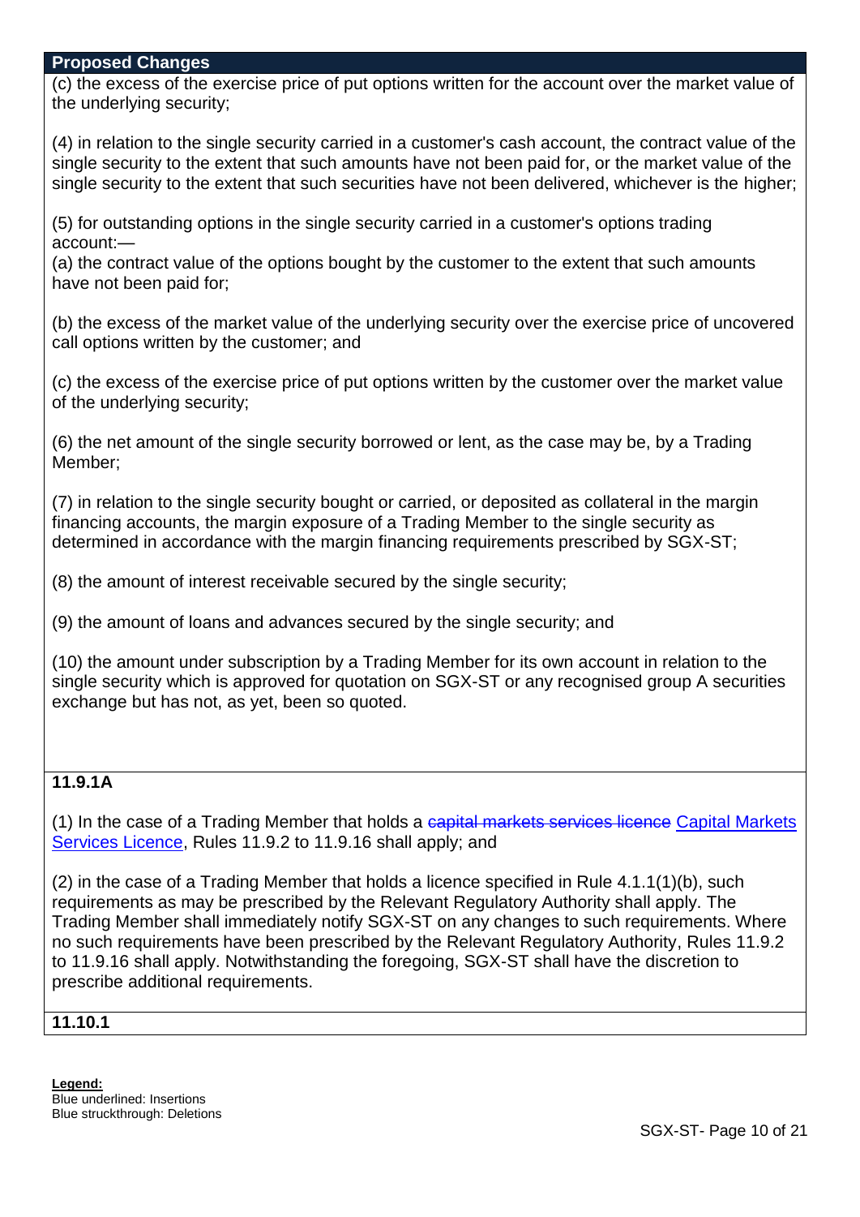**Proposed Changes**

(c) the excess of the exercise price of put options written for the account over the market value of the underlying security;

(4) in relation to the single security carried in a customer's cash account, the contract value of the single security to the extent that such amounts have not been paid for, or the market value of the single security to the extent that such securities have not been delivered, whichever is the higher;

(5) for outstanding options in the single security carried in a customer's options trading account:—

(a) the contract value of the options bought by the customer to the extent that such amounts have not been paid for;

(b) the excess of the market value of the underlying security over the exercise price of uncovered call options written by the customer; and

(c) the excess of the exercise price of put options written by the customer over the market value of the underlying security;

(6) the net amount of the single security borrowed or lent, as the case may be, by a Trading Member;

(7) in relation to the single security bought or carried, or deposited as collateral in the margin financing accounts, the margin exposure of a Trading Member to the single security as determined in accordance with the margin financing requirements prescribed by SGX-ST;

(8) the amount of interest receivable secured by the single security;

(9) the amount of loans and advances secured by the single security; and

(10) the amount under subscription by a Trading Member for its own account in relation to the single security which is approved for quotation on SGX-ST or any recognised group A securities exchange but has not, as yet, been so quoted.

**11.9.1A**

(1) In the case of a Trading Member that holds a ~~capital markets services licence~~ <u>Capital Markets Services Licence</u>, Rules 11.9.2 to 11.9.16 shall apply; and

(2) in the case of a Trading Member that holds a licence specified in Rule 4.1.1(1)(b), such requirements as may be prescribed by the Relevant Regulatory Authority shall apply. The Trading Member shall immediately notify SGX-ST on any changes to such requirements. Where no such requirements have been prescribed by the Relevant Regulatory Authority, Rules 11.9.2 to 11.9.16 shall apply. Notwithstanding the foregoing, SGX-ST shall have the discretion to prescribe additional requirements.

**11.10.1**

**Legend:**
Blue underlined: Insertions
Blue struckthrough: Deletions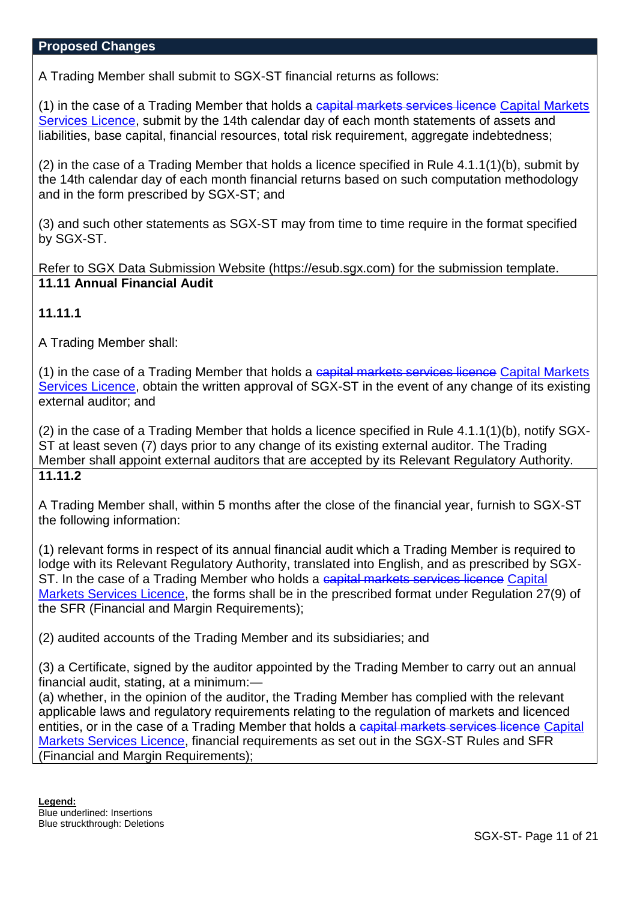**Proposed Changes**

A Trading Member shall submit to SGX-ST financial returns as follows:

(1) in the case of a Trading Member that holds a ~~capital markets services licence~~ <u>Capital Markets Services Licence</u>, submit by the 14th calendar day of each month statements of assets and liabilities, base capital, financial resources, total risk requirement, aggregate indebtedness;

(2) in the case of a Trading Member that holds a licence specified in Rule 4.1.1(1)(b), submit by the 14th calendar day of each month financial returns based on such computation methodology and in the form prescribed by SGX-ST; and

(3) and such other statements as SGX-ST may from time to time require in the format specified by SGX-ST.

Refer to SGX Data Submission Website (https://esub.sgx.com) for the submission template.

**11.11 Annual Financial Audit**

**11.11.1**

A Trading Member shall:

(1) in the case of a Trading Member that holds a ~~capital markets services licence~~ <u>Capital Markets Services Licence</u>, obtain the written approval of SGX-ST in the event of any change of its existing external auditor; and

(2) in the case of a Trading Member that holds a licence specified in Rule 4.1.1(1)(b), notify SGX-ST at least seven (7) days prior to any change of its existing external auditor. The Trading Member shall appoint external auditors that are accepted by its Relevant Regulatory Authority.

**11.11.2**

A Trading Member shall, within 5 months after the close of the financial year, furnish to SGX-ST the following information:

(1) relevant forms in respect of its annual financial audit which a Trading Member is required to lodge with its Relevant Regulatory Authority, translated into English, and as prescribed by SGX-ST. In the case of a Trading Member who holds a ~~capital markets services licence~~ <u>Capital Markets Services Licence</u>, the forms shall be in the prescribed format under Regulation 27(9) of the SFR (Financial and Margin Requirements);

(2) audited accounts of the Trading Member and its subsidiaries; and

(3) a Certificate, signed by the auditor appointed by the Trading Member to carry out an annual financial audit, stating, at a minimum:—
(a) whether, in the opinion of the auditor, the Trading Member has complied with the relevant applicable laws and regulatory requirements relating to the regulation of markets and licenced entities, or in the case of a Trading Member that holds a ~~capital markets services licence~~ <u>Capital Markets Services Licence</u>, financial requirements as set out in the SGX-ST Rules and SFR (Financial and Margin Requirements);

**Legend:**
Blue underlined: Insertions
Blue struckthrough: Deletions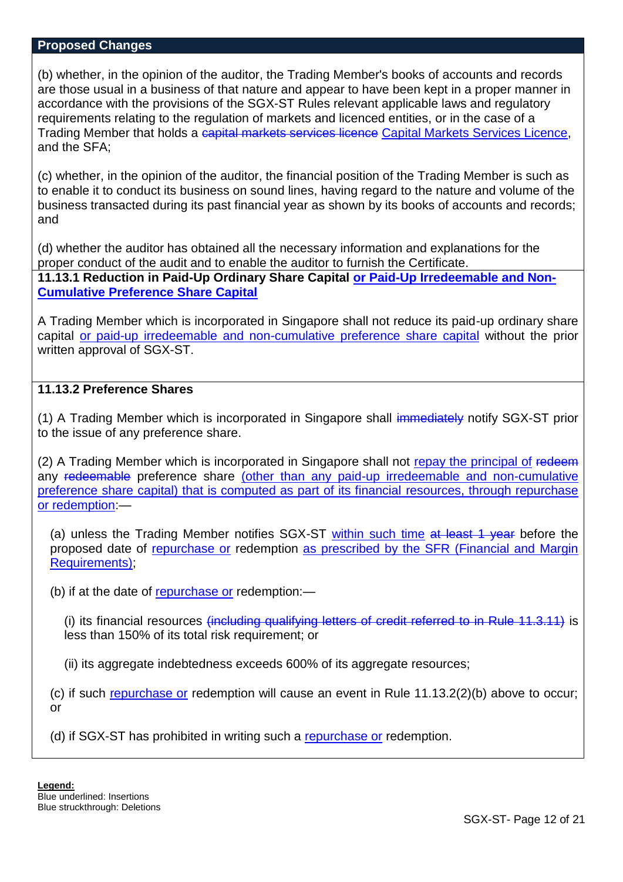| Proposed Changes |
|---|

(b) whether, in the opinion of the auditor, the Trading Member's books of accounts and records are those usual in a business of that nature and appear to have been kept in a proper manner in accordance with the provisions of the SGX-ST Rules relevant applicable laws and regulatory requirements relating to the regulation of markets and licenced entities, or in the case of a Trading Member that holds a ~~capital markets services licence~~ <u>Capital Markets Services Licence</u>, and the SFA;

(c) whether, in the opinion of the auditor, the financial position of the Trading Member is such as to enable it to conduct its business on sound lines, having regard to the nature and volume of the business transacted during its past financial year as shown by its books of accounts and records; and

(d) whether the auditor has obtained all the necessary information and explanations for the proper conduct of the audit and to enable the auditor to furnish the Certificate.

**11.13.1 Reduction in Paid-Up Ordinary Share Capital <u>or Paid-Up Irredeemable and Non-Cumulative Preference Share Capital</u>**

A Trading Member which is incorporated in Singapore shall not reduce its paid-up ordinary share capital <u>or paid-up irredeemable and non-cumulative preference share capital</u> without the prior written approval of SGX-ST.

**11.13.2 Preference Shares**

(1) A Trading Member which is incorporated in Singapore shall ~~immediately~~ notify SGX-ST prior to the issue of any preference share.

(2) A Trading Member which is incorporated in Singapore shall not <u>repay the principal of</u> ~~redeem~~ any ~~redeemable~~ preference share <u>(other than any paid-up irredeemable and non-cumulative preference share capital) that is computed as part of its financial resources, through repurchase or redemption</u>:—

(a) unless the Trading Member notifies SGX-ST <u>within such time</u> ~~at least 1 year~~ before the proposed date of <u>repurchase or</u> redemption <u>as prescribed by the SFR (Financial and Margin Requirements)</u>;

(b) if at the date of <u>repurchase or</u> redemption:—

(i) its financial resources ~~(including qualifying letters of credit referred to in Rule 11.3.11)~~ is less than 150% of its total risk requirement; or

(ii) its aggregate indebtedness exceeds 600% of its aggregate resources;

(c) if such <u>repurchase or</u> redemption will cause an event in Rule 11.13.2(2)(b) above to occur; or

(d) if SGX-ST has prohibited in writing such a <u>repurchase or</u> redemption.

**Legend:**
Blue underlined: Insertions
Blue struckthrough: Deletions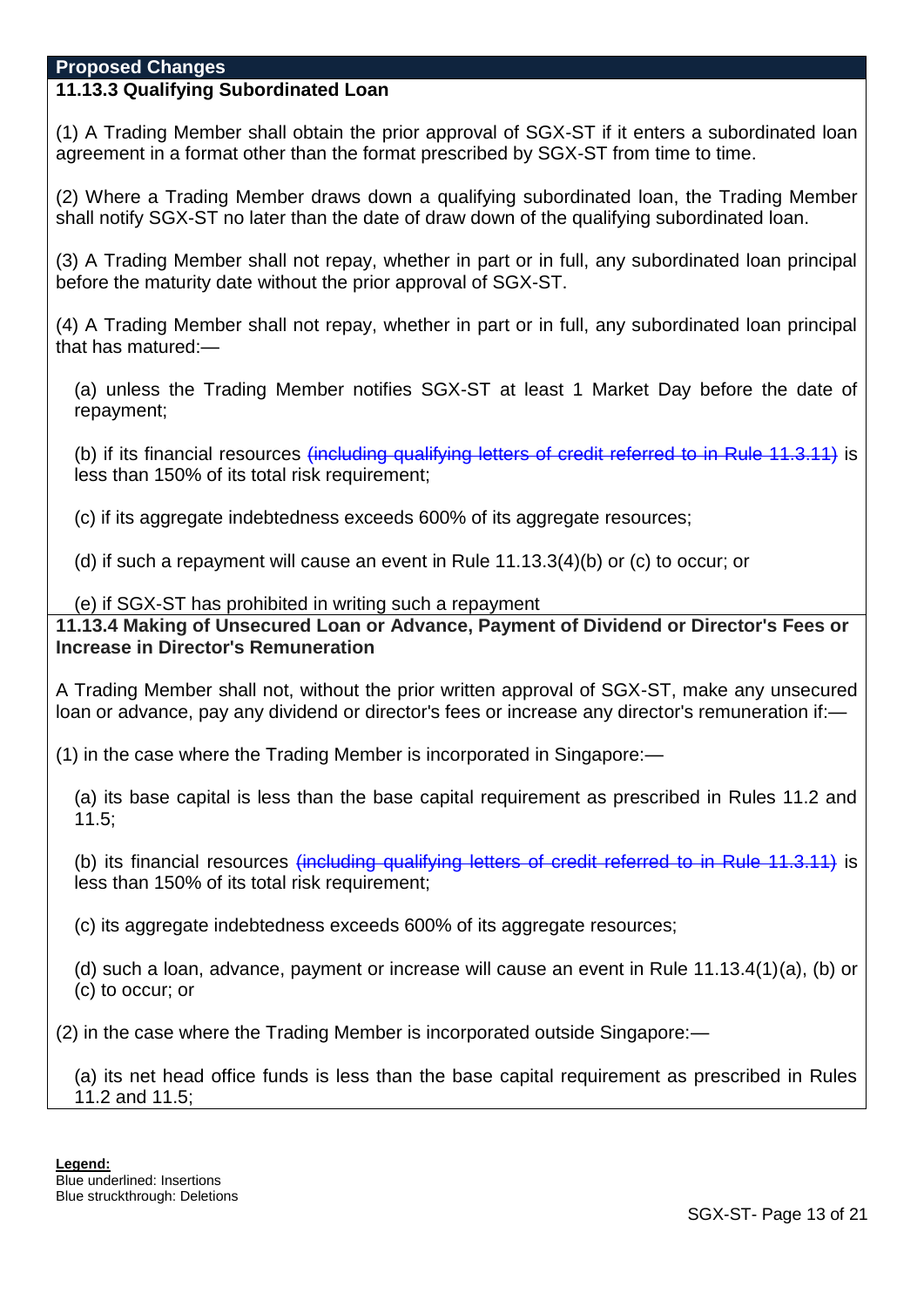**Proposed Changes**

### 11.13.3 Qualifying Subordinated Loan

(1) A Trading Member shall obtain the prior approval of SGX-ST if it enters a subordinated loan agreement in a format other than the format prescribed by SGX-ST from time to time.

(2) Where a Trading Member draws down a qualifying subordinated loan, the Trading Member shall notify SGX-ST no later than the date of draw down of the qualifying subordinated loan.

(3) A Trading Member shall not repay, whether in part or in full, any subordinated loan principal before the maturity date without the prior approval of SGX-ST.

(4) A Trading Member shall not repay, whether in part or in full, any subordinated loan principal that has matured:—

(a) unless the Trading Member notifies SGX-ST at least 1 Market Day before the date of repayment;

(b) if its financial resources ~~(including qualifying letters of credit referred to in Rule 11.3.11)~~ is less than 150% of its total risk requirement;

(c) if its aggregate indebtedness exceeds 600% of its aggregate resources;

(d) if such a repayment will cause an event in Rule 11.13.3(4)(b) or (c) to occur; or

(e) if SGX-ST has prohibited in writing such a repayment

### 11.13.4 Making of Unsecured Loan or Advance, Payment of Dividend or Director's Fees or Increase in Director's Remuneration

A Trading Member shall not, without the prior written approval of SGX-ST, make any unsecured loan or advance, pay any dividend or director's fees or increase any director's remuneration if:—

(1) in the case where the Trading Member is incorporated in Singapore:—

(a) its base capital is less than the base capital requirement as prescribed in Rules 11.2 and 11.5;

(b) its financial resources ~~(including qualifying letters of credit referred to in Rule 11.3.11)~~ is less than 150% of its total risk requirement;

(c) its aggregate indebtedness exceeds 600% of its aggregate resources;

(d) such a loan, advance, payment or increase will cause an event in Rule 11.13.4(1)(a), (b) or (c) to occur; or

(2) in the case where the Trading Member is incorporated outside Singapore:—

(a) its net head office funds is less than the base capital requirement as prescribed in Rules 11.2 and 11.5;

**Legend:**
Blue underlined: Insertions
Blue struckthrough: Deletions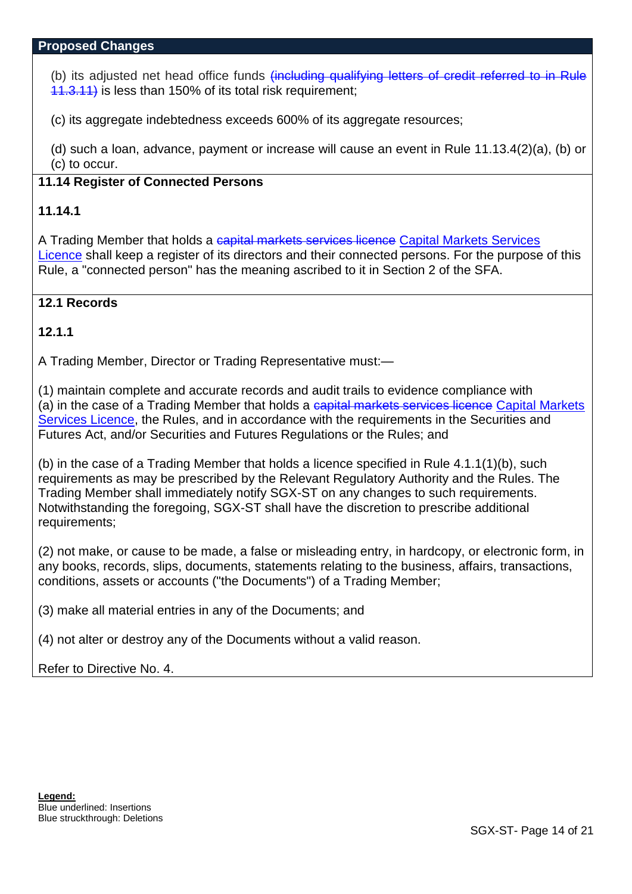**Proposed Changes**

(b) its adjusted net head office funds ~~(including qualifying letters of credit referred to in Rule 11.3.11)~~ is less than 150% of its total risk requirement;

(c) its aggregate indebtedness exceeds 600% of its aggregate resources;

(d) such a loan, advance, payment or increase will cause an event in Rule 11.13.4(2)(a), (b) or (c) to occur.

**11.14 Register of Connected Persons**

**11.14.1**

A Trading Member that holds a ~~capital markets services licence~~ <u>Capital Markets Services Licence</u> shall keep a register of its directors and their connected persons. For the purpose of this Rule, a "connected person" has the meaning ascribed to it in Section 2 of the SFA.

**12.1 Records**

**12.1.1**

A Trading Member, Director or Trading Representative must:—

(1) maintain complete and accurate records and audit trails to evidence compliance with
(a) in the case of a Trading Member that holds a ~~capital markets services licence~~ <u>Capital Markets Services Licence</u>, the Rules, and in accordance with the requirements in the Securities and Futures Act, and/or Securities and Futures Regulations or the Rules; and

(b) in the case of a Trading Member that holds a licence specified in Rule 4.1.1(1)(b), such requirements as may be prescribed by the Relevant Regulatory Authority and the Rules. The Trading Member shall immediately notify SGX-ST on any changes to such requirements. Notwithstanding the foregoing, SGX-ST shall have the discretion to prescribe additional requirements;

(2) not make, or cause to be made, a false or misleading entry, in hardcopy, or electronic form, in any books, records, slips, documents, statements relating to the business, affairs, transactions, conditions, assets or accounts ("the Documents") of a Trading Member;

(3) make all material entries in any of the Documents; and

(4) not alter or destroy any of the Documents without a valid reason.

Refer to Directive No. 4.

**Legend:**
Blue underlined: Insertions
Blue struckthrough: Deletions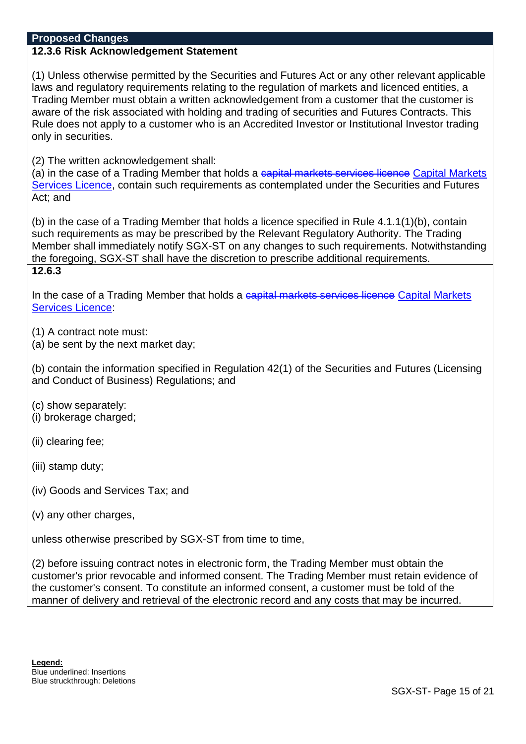**Proposed Changes**

**12.3.6 Risk Acknowledgement Statement**

(1) Unless otherwise permitted by the Securities and Futures Act or any other relevant applicable laws and regulatory requirements relating to the regulation of markets and licenced entities, a Trading Member must obtain a written acknowledgement from a customer that the customer is aware of the risk associated with holding and trading of securities and Futures Contracts. This Rule does not apply to a customer who is an Accredited Investor or Institutional Investor trading only in securities.

(2) The written acknowledgement shall:

(a) in the case of a Trading Member that holds a ~~capital markets services licence~~ <u>Capital Markets Services Licence</u>, contain such requirements as contemplated under the Securities and Futures Act; and

(b) in the case of a Trading Member that holds a licence specified in Rule 4.1.1(1)(b), contain such requirements as may be prescribed by the Relevant Regulatory Authority. The Trading Member shall immediately notify SGX-ST on any changes to such requirements. Notwithstanding the foregoing, SGX-ST shall have the discretion to prescribe additional requirements.

**12.6.3**

In the case of a Trading Member that holds a ~~capital markets services licence~~ <u>Capital Markets Services Licence</u>:

(1) A contract note must:

(a) be sent by the next market day;

(b) contain the information specified in Regulation 42(1) of the Securities and Futures (Licensing and Conduct of Business) Regulations; and

(c) show separately:

(i) brokerage charged;

(ii) clearing fee;

(iii) stamp duty;

(iv) Goods and Services Tax; and

(v) any other charges,

unless otherwise prescribed by SGX-ST from time to time,

(2) before issuing contract notes in electronic form, the Trading Member must obtain the customer's prior revocable and informed consent. The Trading Member must retain evidence of the customer's consent. To constitute an informed consent, a customer must be told of the manner of delivery and retrieval of the electronic record and any costs that may be incurred.

**Legend:**
Blue underlined: Insertions
Blue struckthrough: Deletions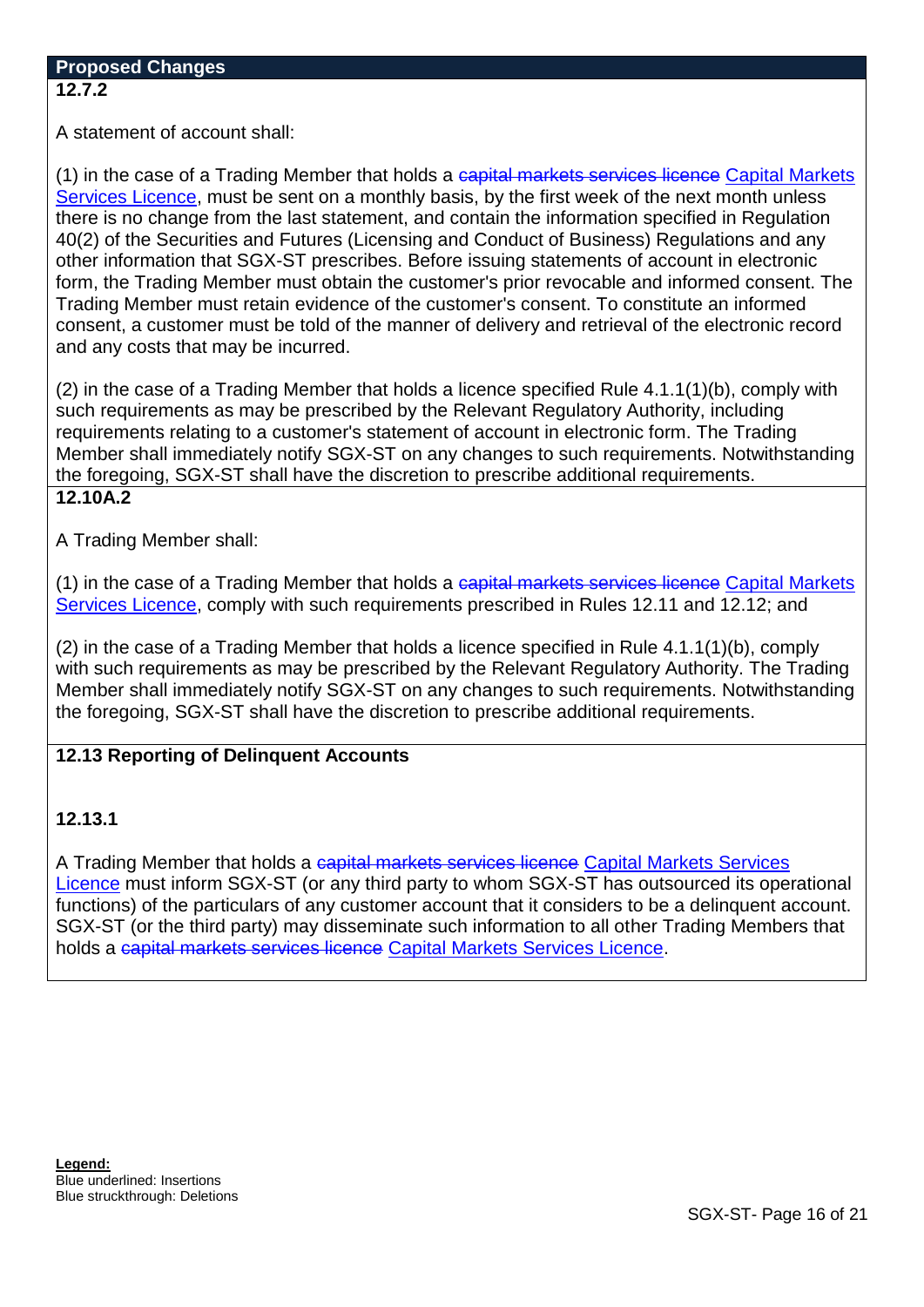**Proposed Changes**

**12.7.2**

A statement of account shall:

(1) in the case of a Trading Member that holds a ~~capital markets services licence~~ <u>Capital Markets Services Licence</u>, must be sent on a monthly basis, by the first week of the next month unless there is no change from the last statement, and contain the information specified in Regulation 40(2) of the Securities and Futures (Licensing and Conduct of Business) Regulations and any other information that SGX-ST prescribes. Before issuing statements of account in electronic form, the Trading Member must obtain the customer's prior revocable and informed consent. The Trading Member must retain evidence of the customer's consent. To constitute an informed consent, a customer must be told of the manner of delivery and retrieval of the electronic record and any costs that may be incurred.

(2) in the case of a Trading Member that holds a licence specified Rule 4.1.1(1)(b), comply with such requirements as may be prescribed by the Relevant Regulatory Authority, including requirements relating to a customer's statement of account in electronic form. The Trading Member shall immediately notify SGX-ST on any changes to such requirements. Notwithstanding the foregoing, SGX-ST shall have the discretion to prescribe additional requirements.

**12.10A.2**

A Trading Member shall:

(1) in the case of a Trading Member that holds a ~~capital markets services licence~~ <u>Capital Markets Services Licence</u>, comply with such requirements prescribed in Rules 12.11 and 12.12; and

(2) in the case of a Trading Member that holds a licence specified in Rule 4.1.1(1)(b), comply with such requirements as may be prescribed by the Relevant Regulatory Authority. The Trading Member shall immediately notify SGX-ST on any changes to such requirements. Notwithstanding the foregoing, SGX-ST shall have the discretion to prescribe additional requirements.

**12.13 Reporting of Delinquent Accounts**

**12.13.1**

A Trading Member that holds a ~~capital markets services licence~~ <u>Capital Markets Services Licence</u> must inform SGX-ST (or any third party to whom SGX-ST has outsourced its operational functions) of the particulars of any customer account that it considers to be a delinquent account. SGX-ST (or the third party) may disseminate such information to all other Trading Members that holds a ~~capital markets services licence~~ <u>Capital Markets Services Licence</u>.

**Legend:**
Blue underlined: Insertions
Blue struckthrough: Deletions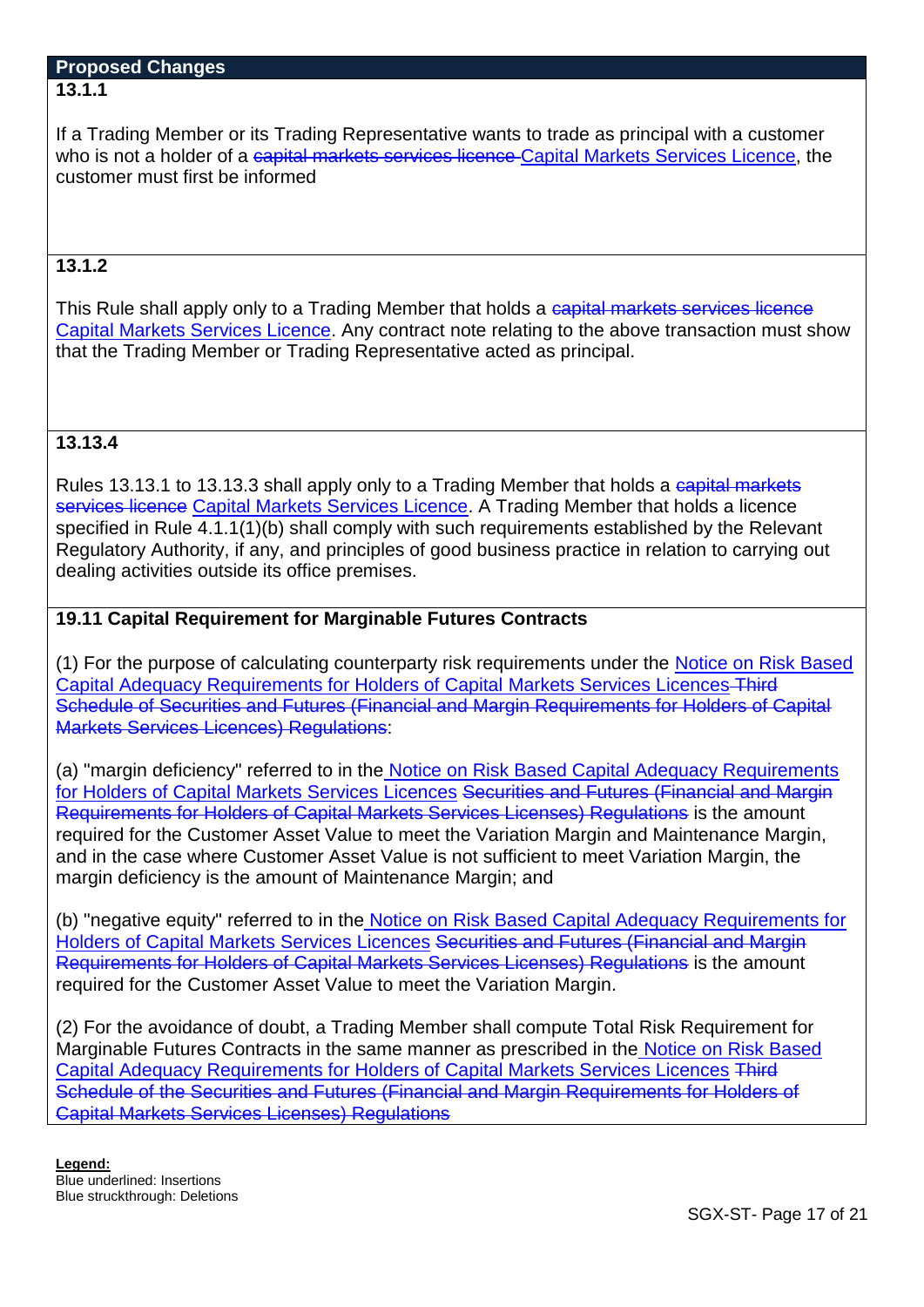**Proposed Changes**

**13.1.1**

If a Trading Member or its Trading Representative wants to trade as principal with a customer who is not a holder of a ~~capital markets services licence~~ <u>Capital Markets Services Licence</u>, the customer must first be informed

**13.1.2**

This Rule shall apply only to a Trading Member that holds a ~~capital markets services licence~~ <u>Capital Markets Services Licence</u>. Any contract note relating to the above transaction must show that the Trading Member or Trading Representative acted as principal.

**13.13.4**

Rules 13.13.1 to 13.13.3 shall apply only to a Trading Member that holds a ~~capital markets services licence~~ <u>Capital Markets Services Licence</u>. A Trading Member that holds a licence specified in Rule 4.1.1(1)(b) shall comply with such requirements established by the Relevant Regulatory Authority, if any, and principles of good business practice in relation to carrying out dealing activities outside its office premises.

**19.11 Capital Requirement for Marginable Futures Contracts**

(1) For the purpose of calculating counterparty risk requirements under the <u>Notice on Risk Based Capital Adequacy Requirements for Holders of Capital Markets Services Licences</u> ~~Third Schedule of Securities and Futures (Financial and Margin Requirements for Holders of Capital Markets Services Licences) Regulations~~:

(a) "margin deficiency" referred to in the <u>Notice on Risk Based Capital Adequacy Requirements for Holders of Capital Markets Services Licences</u> ~~Securities and Futures (Financial and Margin Requirements for Holders of Capital Markets Services Licenses) Regulations~~ is the amount required for the Customer Asset Value to meet the Variation Margin and Maintenance Margin, and in the case where Customer Asset Value is not sufficient to meet Variation Margin, the margin deficiency is the amount of Maintenance Margin; and

(b) "negative equity" referred to in the <u>Notice on Risk Based Capital Adequacy Requirements for Holders of Capital Markets Services Licences</u> ~~Securities and Futures (Financial and Margin Requirements for Holders of Capital Markets Services Licenses) Regulations~~ is the amount required for the Customer Asset Value to meet the Variation Margin.

(2) For the avoidance of doubt, a Trading Member shall compute Total Risk Requirement for Marginable Futures Contracts in the same manner as prescribed in the <u>Notice on Risk Based Capital Adequacy Requirements for Holders of Capital Markets Services Licences</u> ~~Third Schedule of the Securities and Futures (Financial and Margin Requirements for Holders of Capital Markets Services Licenses) Regulations~~

**Legend:**
Blue underlined: Insertions
Blue struckthrough: Deletions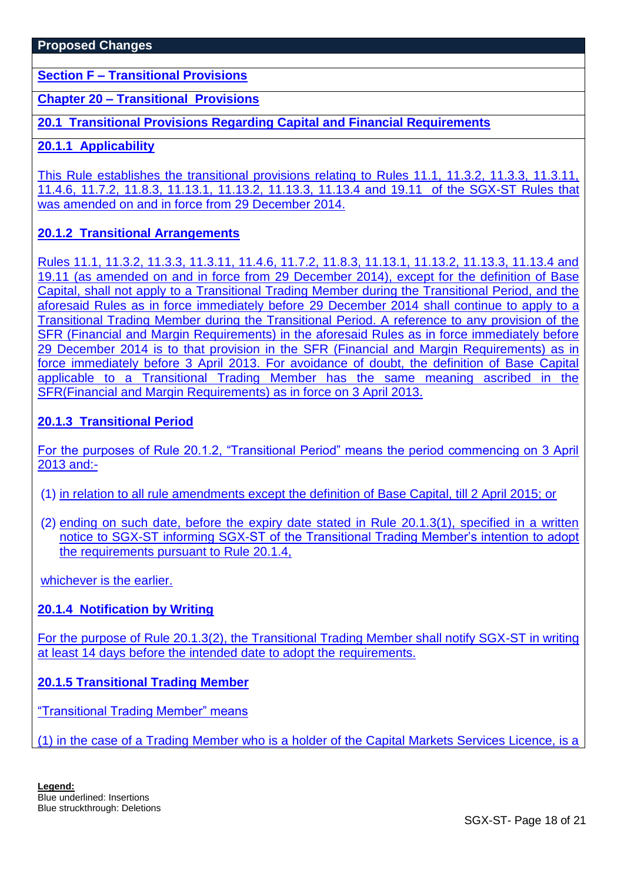**Proposed Changes**

**Section F – Transitional Provisions**

**Chapter 20 – Transitional Provisions**

**20.1 Transitional Provisions Regarding Capital and Financial Requirements**

**20.1.1 Applicability**

This Rule establishes the transitional provisions relating to Rules 11.1, 11.3.2, 11.3.3, 11.3.11, 11.4.6, 11.7.2, 11.8.3, 11.13.1, 11.13.2, 11.13.3, 11.13.4 and 19.11 of the SGX-ST Rules that was amended on and in force from 29 December 2014.

**20.1.2 Transitional Arrangements**

Rules 11.1, 11.3.2, 11.3.3, 11.3.11, 11.4.6, 11.7.2, 11.8.3, 11.13.1, 11.13.2, 11.13.3, 11.13.4 and 19.11 (as amended on and in force from 29 December 2014), except for the definition of Base Capital, shall not apply to a Transitional Trading Member during the Transitional Period, and the aforesaid Rules as in force immediately before 29 December 2014 shall continue to apply to a Transitional Trading Member during the Transitional Period. A reference to any provision of the SFR (Financial and Margin Requirements) in the aforesaid Rules as in force immediately before 29 December 2014 is to that provision in the SFR (Financial and Margin Requirements) as in force immediately before 3 April 2013. For avoidance of doubt, the definition of Base Capital applicable to a Transitional Trading Member has the same meaning ascribed in the SFR(Financial and Margin Requirements) as in force on 3 April 2013.

**20.1.3 Transitional Period**

For the purposes of Rule 20.1.2, "Transitional Period" means the period commencing on 3 April 2013 and:-

(1) in relation to all rule amendments except the definition of Base Capital, till 2 April 2015; or

(2) ending on such date, before the expiry date stated in Rule 20.1.3(1), specified in a written notice to SGX-ST informing SGX-ST of the Transitional Trading Member's intention to adopt the requirements pursuant to Rule 20.1.4,

whichever is the earlier.

**20.1.4 Notification by Writing**

For the purpose of Rule 20.1.3(2), the Transitional Trading Member shall notify SGX-ST in writing at least 14 days before the intended date to adopt the requirements.

**20.1.5 Transitional Trading Member**

"Transitional Trading Member" means

(1) in the case of a Trading Member who is a holder of the Capital Markets Services Licence, is a

**Legend:**
Blue underlined: Insertions
Blue struckthrough: Deletions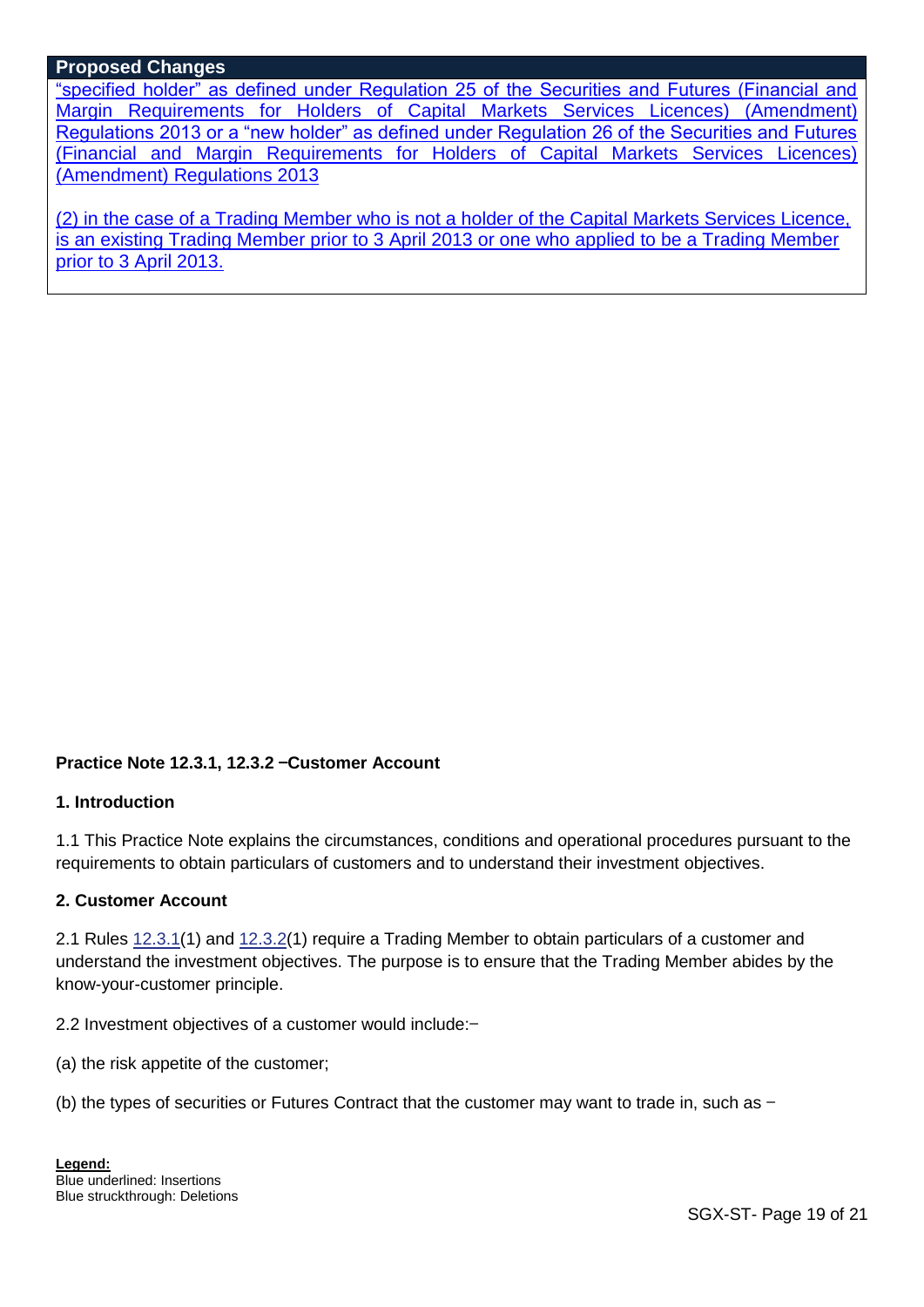| Proposed Changes |
| --- |
| "specified holder" as defined under Regulation 25 of the Securities and Futures (Financial and Margin Requirements for Holders of Capital Markets Services Licences) (Amendment) Regulations 2013 or a "new holder" as defined under Regulation 26 of the Securities and Futures (Financial and Margin Requirements for Holders of Capital Markets Services Licences) (Amendment) Regulations 2013<br><br>(2) in the case of a Trading Member who is not a holder of the Capital Markets Services Licence, is an existing Trading Member prior to 3 April 2013 or one who applied to be a Trading Member prior to 3 April 2013. |

**Practice Note 12.3.1, 12.3.2 −Customer Account**

**1. Introduction**

1.1 This Practice Note explains the circumstances, conditions and operational procedures pursuant to the requirements to obtain particulars of customers and to understand their investment objectives.

**2. Customer Account**

2.1 Rules 12.3.1(1) and 12.3.2(1) require a Trading Member to obtain particulars of a customer and understand the investment objectives. The purpose is to ensure that the Trading Member abides by the know-your-customer principle.

2.2 Investment objectives of a customer would include:−

(a) the risk appetite of the customer;

(b) the types of securities or Futures Contract that the customer may want to trade in, such as −

**Legend:**
Blue underlined: Insertions
Blue struckthrough: Deletions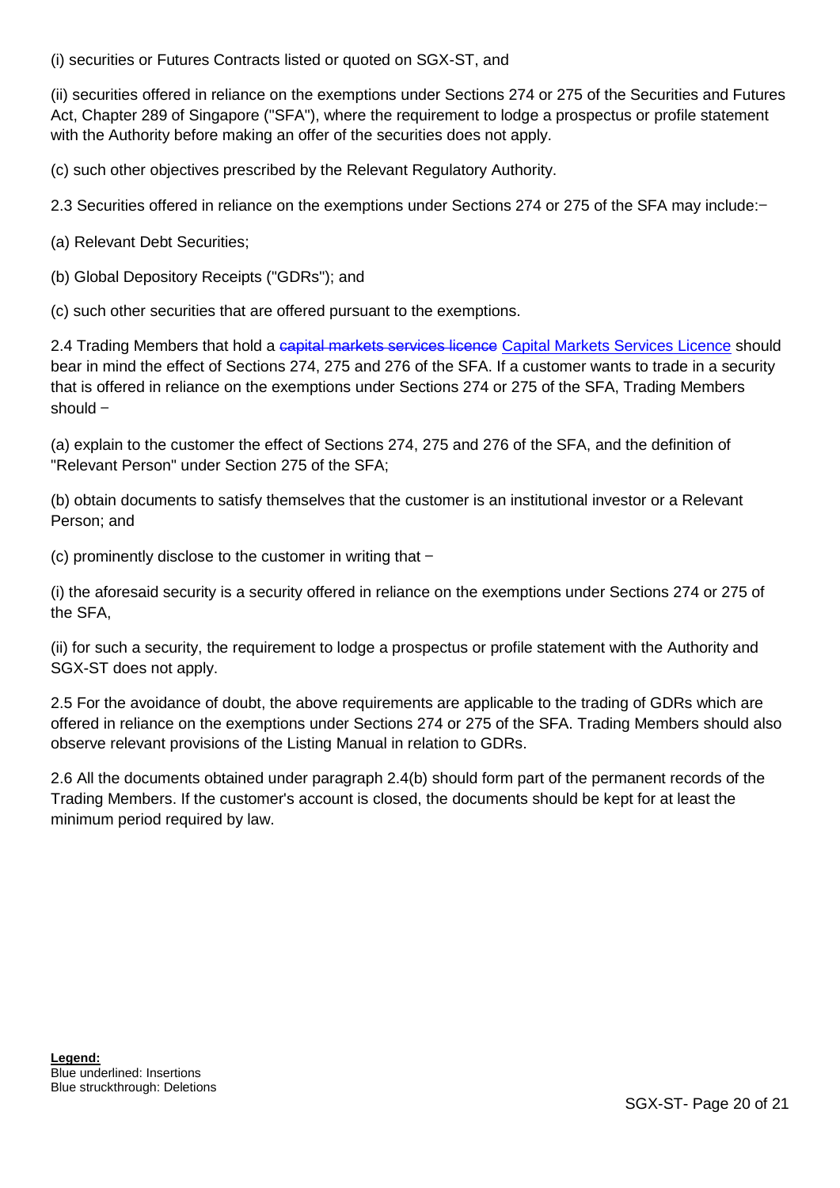(i) securities or Futures Contracts listed or quoted on SGX-ST, and

(ii) securities offered in reliance on the exemptions under Sections 274 or 275 of the Securities and Futures Act, Chapter 289 of Singapore ("SFA"), where the requirement to lodge a prospectus or profile statement with the Authority before making an offer of the securities does not apply.

(c) such other objectives prescribed by the Relevant Regulatory Authority.

2.3 Securities offered in reliance on the exemptions under Sections 274 or 275 of the SFA may include:−

(a) Relevant Debt Securities;

(b) Global Depository Receipts ("GDRs"); and

(c) such other securities that are offered pursuant to the exemptions.

2.4 Trading Members that hold a ~~capital markets services licence~~ <u>Capital Markets Services Licence</u> should bear in mind the effect of Sections 274, 275 and 276 of the SFA. If a customer wants to trade in a security that is offered in reliance on the exemptions under Sections 274 or 275 of the SFA, Trading Members should −

(a) explain to the customer the effect of Sections 274, 275 and 276 of the SFA, and the definition of "Relevant Person" under Section 275 of the SFA;

(b) obtain documents to satisfy themselves that the customer is an institutional investor or a Relevant Person; and

(c) prominently disclose to the customer in writing that −

(i) the aforesaid security is a security offered in reliance on the exemptions under Sections 274 or 275 of the SFA,

(ii) for such a security, the requirement to lodge a prospectus or profile statement with the Authority and SGX-ST does not apply.

2.5 For the avoidance of doubt, the above requirements are applicable to the trading of GDRs which are offered in reliance on the exemptions under Sections 274 or 275 of the SFA. Trading Members should also observe relevant provisions of the Listing Manual in relation to GDRs.

2.6 All the documents obtained under paragraph 2.4(b) should form part of the permanent records of the Trading Members. If the customer's account is closed, the documents should be kept for at least the minimum period required by law.

**Legend:**
Blue underlined: Insertions
Blue struckthrough: Deletions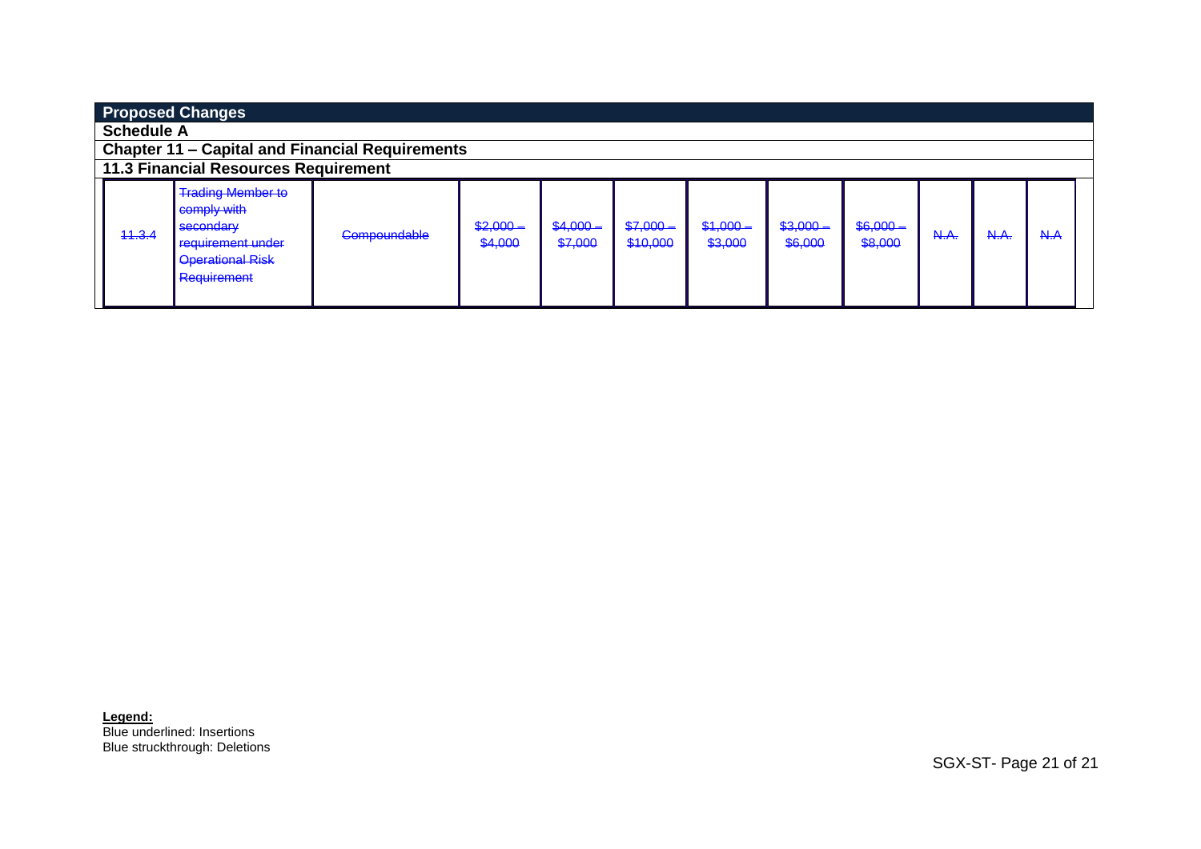**Proposed Changes**

**Schedule A**

**Chapter 11 – Capital and Financial Requirements**

**11.3 Financial Resources Requirement**

| | | | | | | | | | | | |
|---|---|---|---|---|---|---|---|---|---|---|---|
| ~~11.3.4~~ | ~~Trading Member to comply with secondary requirement under Operational Risk Requirement~~ | ~~Compoundable~~ | ~~$2,000 – $4,000~~ | ~~$4,000 – $7,000~~ | ~~$7,000 – $10,000~~ | ~~$1,000 – $3,000~~ | ~~$3,000 – $6,000~~ | ~~$6,000 – $8,000~~ | ~~N.A.~~ | ~~N.A.~~ | ~~N.A~~ |

**Legend:**
Blue underlined: Insertions
Blue struckthrough: Deletions